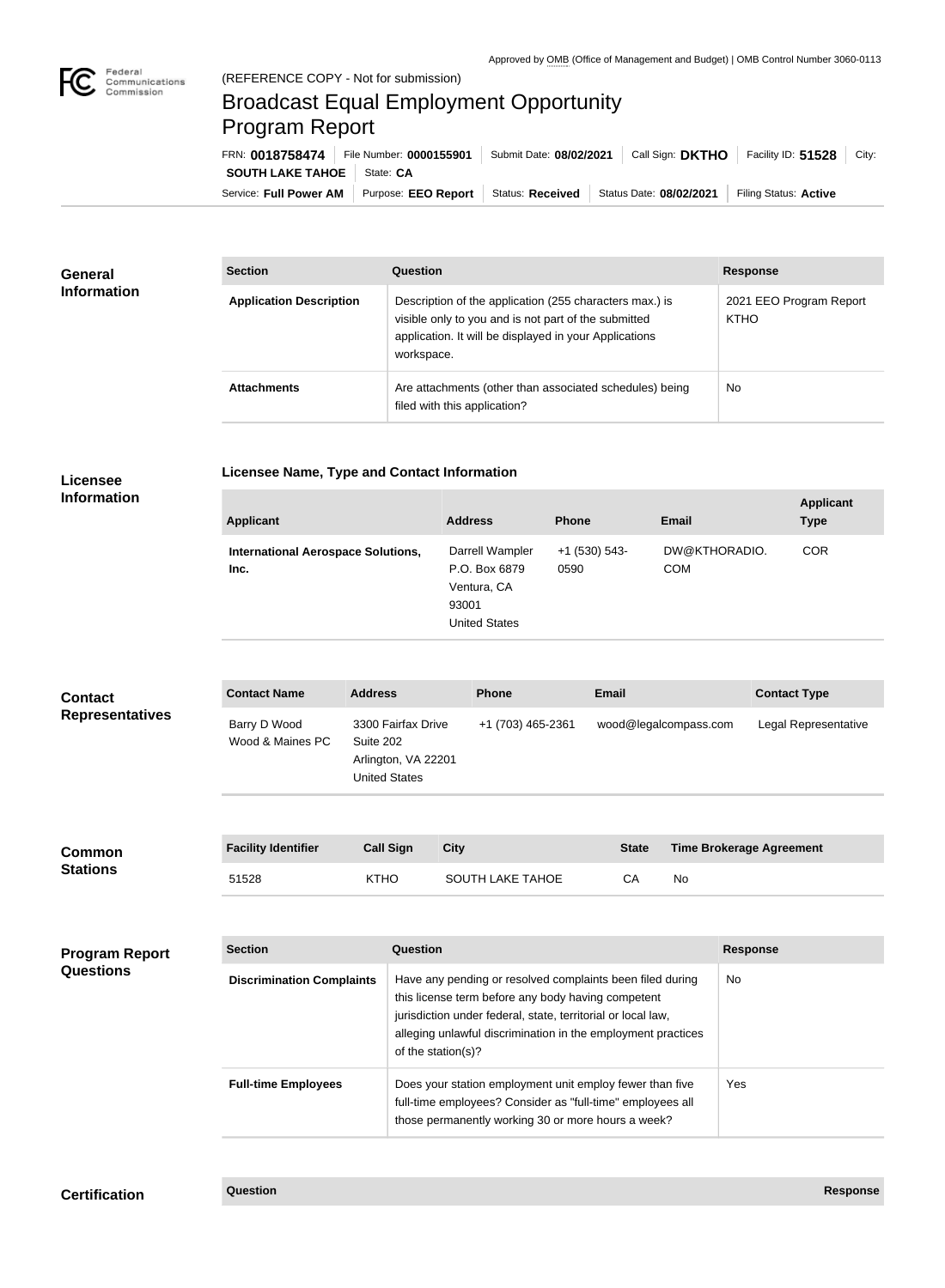Approved by OMB (Office of Management and Budget) | OMB Control Number 3060-0113

(REFERENCE COPY - Not for submission)

# Broadcast Equal Employment Opportunity Program Report

FRN: **0018758474** | File Number: **0000155901** | Submit Date: **08/02/2021** | Call Sign: **DKTHO** | Facility ID: **51528** | City: **SOUTH LAKE TAHOE** | State: **CA**

Service: **Full Power AM** | Purpose: **EEO Report** | Status: **Received** | Status Date: **08/02/2021** | Filing Status: **Active**

## General Information

| Section | Question | Response |
| --- | --- | --- |
| **Application Description** | Description of the application (255 characters max.) is visible only to you and is not part of the submitted application. It will be displayed in your Applications workspace. | 2021 EEO Program Report KTHO |
| **Attachments** | Are attachments (other than associated schedules) being filed with this application? | No |

## Licensee Information

**Licensee Name, Type and Contact Information**

| Applicant | Address | Phone | Email | Applicant Type |
| --- | --- | --- | --- | --- |
| **International Aerospace Solutions, Inc.** | Darrell Wampler P.O. Box 6879 Ventura, CA 93001 United States | +1 (530) 543-0590 | DW@KTHORADIO.COM | COR |

## Contact Representatives

| Contact Name | Address | Phone | Email | Contact Type |
| --- | --- | --- | --- | --- |
| Barry D Wood Wood & Maines PC | 3300 Fairfax Drive Suite 202 Arlington, VA 22201 United States | +1 (703) 465-2361 | wood@legalcompass.com | Legal Representative |

## Common Stations

| Facility Identifier | Call Sign | City | State | Time Brokerage Agreement |
| --- | --- | --- | --- | --- |
| 51528 | KTHO | SOUTH LAKE TAHOE | CA | No |

## Program Report Questions

| Section | Question | Response |
| --- | --- | --- |
| **Discrimination Complaints** | Have any pending or resolved complaints been filed during this license term before any body having competent jurisdiction under federal, state, territorial or local law, alleging unlawful discrimination in the employment practices of the station(s)? | No |
| **Full-time Employees** | Does your station employment unit employ fewer than five full-time employees? Consider as "full-time" employees all those permanently working 30 or more hours a week? | Yes |

## Certification

| Question | Response |
| --- | --- |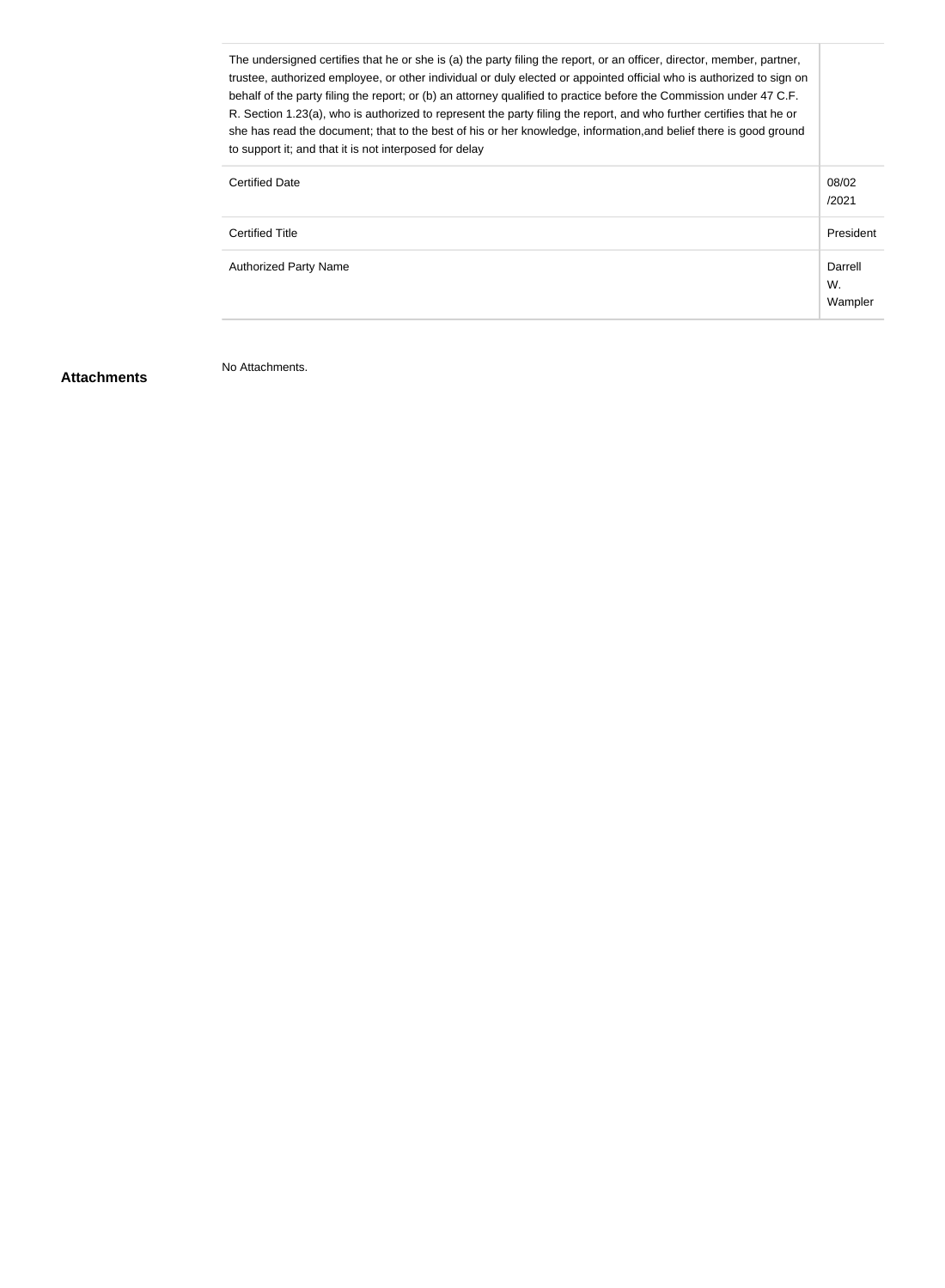| | |
|---|---|
| The undersigned certifies that he or she is (a) the party filing the report, or an officer, director, member, partner, trustee, authorized employee, or other individual or duly elected or appointed official who is authorized to sign on behalf of the party filing the report; or (b) an attorney qualified to practice before the Commission under 47 C.F. R. Section 1.23(a), who is authorized to represent the party filing the report, and who further certifies that he or she has read the document; that to the best of his or her knowledge, information,and belief there is good ground to support it; and that it is not interposed for delay | |
| Certified Date | 08/02/2021 |
| Certified Title | President |
| Authorized Party Name | Darrell W. Wampler |

**Attachments**

No Attachments.